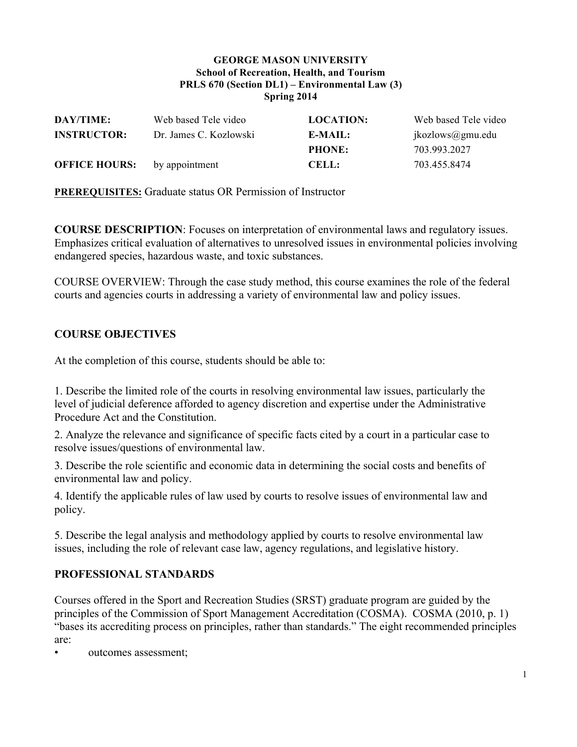**GEORGE MASON UNIVERSITY**
**School of Recreation, Health, and Tourism**
**PRLS 670 (Section DL1) – Environmental Law (3)**
**Spring 2014**

| | | | |
|---|---|---|---|
| **DAY/TIME:** | Web based Tele video | **LOCATION:** | Web based Tele video |
| **INSTRUCTOR:** | Dr. James C. Kozlowski | **E-MAIL:** | jkozlows@gmu.edu |
| | | **PHONE:** | 703.993.2027 |
| **OFFICE HOURS:** | by appointment | **CELL:** | 703.455.8474 |

**PREREQUISITES:** Graduate status OR Permission of Instructor

**COURSE DESCRIPTION**: Focuses on interpretation of environmental laws and regulatory issues. Emphasizes critical evaluation of alternatives to unresolved issues in environmental policies involving endangered species, hazardous waste, and toxic substances.

COURSE OVERVIEW: Through the case study method, this course examines the role of the federal courts and agencies courts in addressing a variety of environmental law and policy issues.

## COURSE OBJECTIVES

At the completion of this course, students should be able to:

1. Describe the limited role of the courts in resolving environmental law issues, particularly the level of judicial deference afforded to agency discretion and expertise under the Administrative Procedure Act and the Constitution.
2. Analyze the relevance and significance of specific facts cited by a court in a particular case to resolve issues/questions of environmental law.
3. Describe the role scientific and economic data in determining the social costs and benefits of environmental law and policy.
4. Identify the applicable rules of law used by courts to resolve issues of environmental law and policy.
5. Describe the legal analysis and methodology applied by courts to resolve environmental law issues, including the role of relevant case law, agency regulations, and legislative history.

## PROFESSIONAL STANDARDS

Courses offered in the Sport and Recreation Studies (SRST) graduate program are guided by the principles of the Commission of Sport Management Accreditation (COSMA). COSMA (2010, p. 1) "bases its accrediting process on principles, rather than standards." The eight recommended principles are:

- outcomes assessment;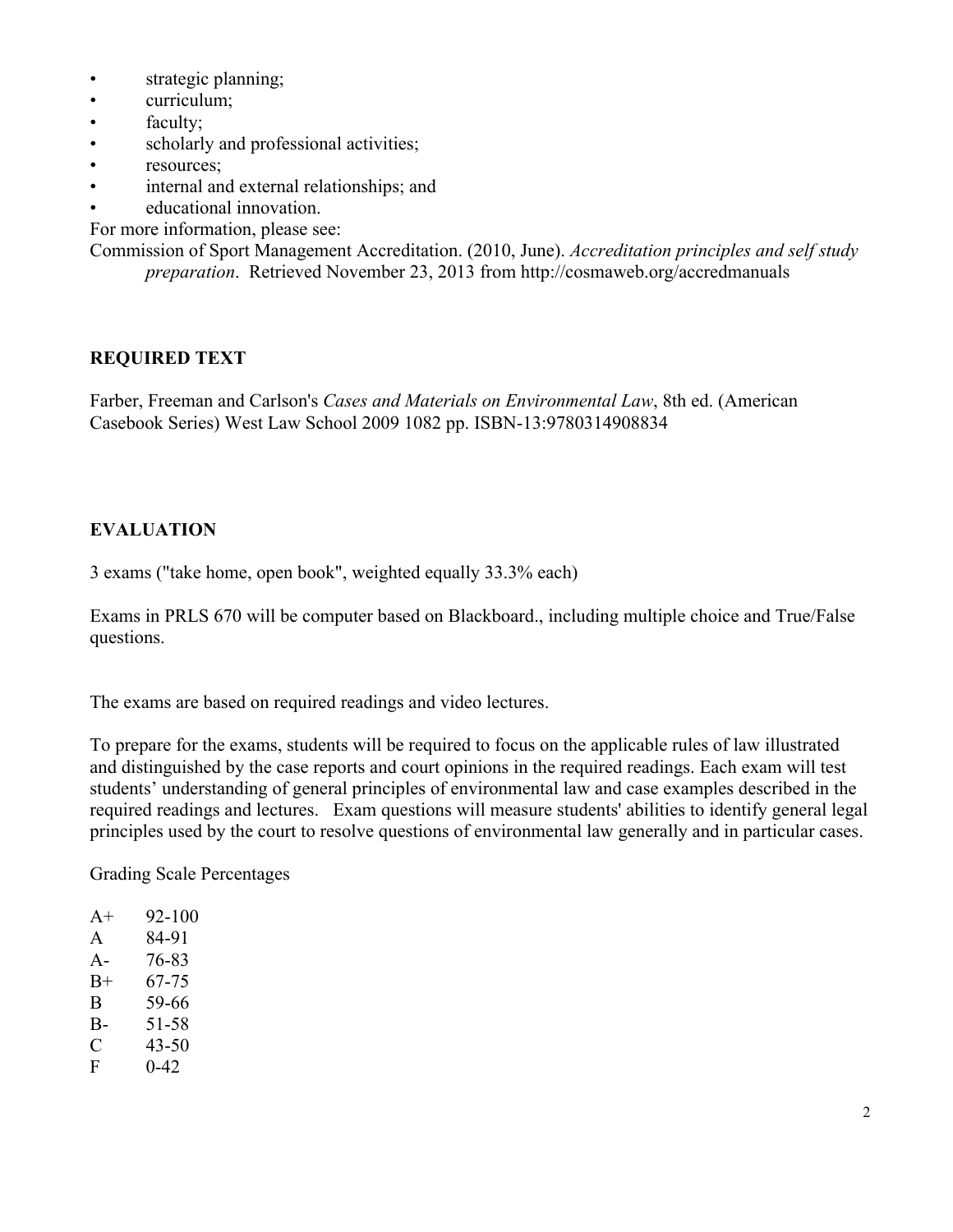- strategic planning;
- curriculum;
- faculty;
- scholarly and professional activities;
- resources;
- internal and external relationships; and
- educational innovation.

For more information, please see:

Commission of Sport Management Accreditation. (2010, June). *Accreditation principles and self study preparation*. Retrieved November 23, 2013 from http://cosmaweb.org/accredmanuals

## REQUIRED TEXT

Farber, Freeman and Carlson's *Cases and Materials on Environmental Law*, 8th ed. (American Casebook Series) West Law School 2009 1082 pp. ISBN-13:9780314908834

## EVALUATION

3 exams ("take home, open book", weighted equally 33.3% each)

Exams in PRLS 670 will be computer based on Blackboard., including multiple choice and True/False questions.

The exams are based on required readings and video lectures.

To prepare for the exams, students will be required to focus on the applicable rules of law illustrated and distinguished by the case reports and court opinions in the required readings. Each exam will test students' understanding of general principles of environmental law and case examples described in the required readings and lectures. Exam questions will measure students' abilities to identify general legal principles used by the court to resolve questions of environmental law generally and in particular cases.

Grading Scale Percentages

| Grade | Percentage |
|---|---|
| A+ | 92-100 |
| A | 84-91 |
| A- | 76-83 |
| B+ | 67-75 |
| B | 59-66 |
| B- | 51-58 |
| C | 43-50 |
| F | 0-42 |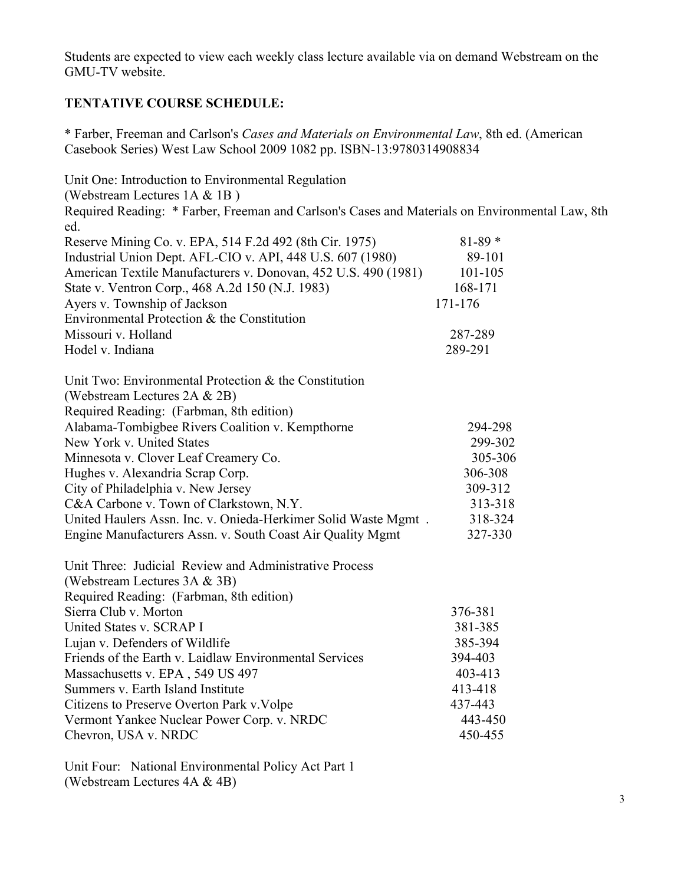Students are expected to view each weekly class lecture available via on demand Webstream on the GMU-TV website.

**TENTATIVE COURSE SCHEDULE:**

* Farber, Freeman and Carlson's *Cases and Materials on Environmental Law*, 8th ed. (American Casebook Series) West Law School 2009 1082 pp. ISBN-13:9780314908834

Unit One: Introduction to Environmental Regulation
(Webstream Lectures 1A & 1B )
Required Reading: * Farber, Freeman and Carlson's Cases and Materials on Environmental Law, 8th ed.

| | |
|---|---|
| Reserve Mining Co. v. EPA, 514 F.2d 492 (8th Cir. 1975) | 81-89 * |
| Industrial Union Dept. AFL-CIO v. API, 448 U.S. 607 (1980) | 89-101 |
| American Textile Manufacturers v. Donovan, 452 U.S. 490 (1981) | 101-105 |
| State v. Ventron Corp., 468 A.2d 150 (N.J. 1983) | 168-171 |
| Ayers v. Township of Jackson | 171-176 |
| Environmental Protection & the Constitution | |
| Missouri v. Holland | 287-289 |
| Hodel v. Indiana | 289-291 |

Unit Two: Environmental Protection & the Constitution
(Webstream Lectures 2A & 2B)
Required Reading: (Farbman, 8th edition)

| | |
|---|---|
| Alabama-Tombigbee Rivers Coalition v. Kempthorne | 294-298 |
| New York v. United States | 299-302 |
| Minnesota v. Clover Leaf Creamery Co. | 305-306 |
| Hughes v. Alexandria Scrap Corp. | 306-308 |
| City of Philadelphia v. New Jersey | 309-312 |
| C&A Carbone v. Town of Clarkstown, N.Y. | 313-318 |
| United Haulers Assn. Inc. v. Onieda-Herkimer Solid Waste Mgmt . | 318-324 |
| Engine Manufacturers Assn. v. South Coast Air Quality Mgmt | 327-330 |

Unit Three: Judicial Review and Administrative Process
(Webstream Lectures 3A & 3B)
Required Reading: (Farbman, 8th edition)

| | |
|---|---|
| Sierra Club v. Morton | 376-381 |
| United States v. SCRAP I | 381-385 |
| Lujan v. Defenders of Wildlife | 385-394 |
| Friends of the Earth v. Laidlaw Environmental Services | 394-403 |
| Massachusetts v. EPA , 549 US 497 | 403-413 |
| Summers v. Earth Island Institute | 413-418 |
| Citizens to Preserve Overton Park v.Volpe | 437-443 |
| Vermont Yankee Nuclear Power Corp. v. NRDC | 443-450 |
| Chevron, USA v. NRDC | 450-455 |

Unit Four: National Environmental Policy Act Part 1
(Webstream Lectures 4A & 4B)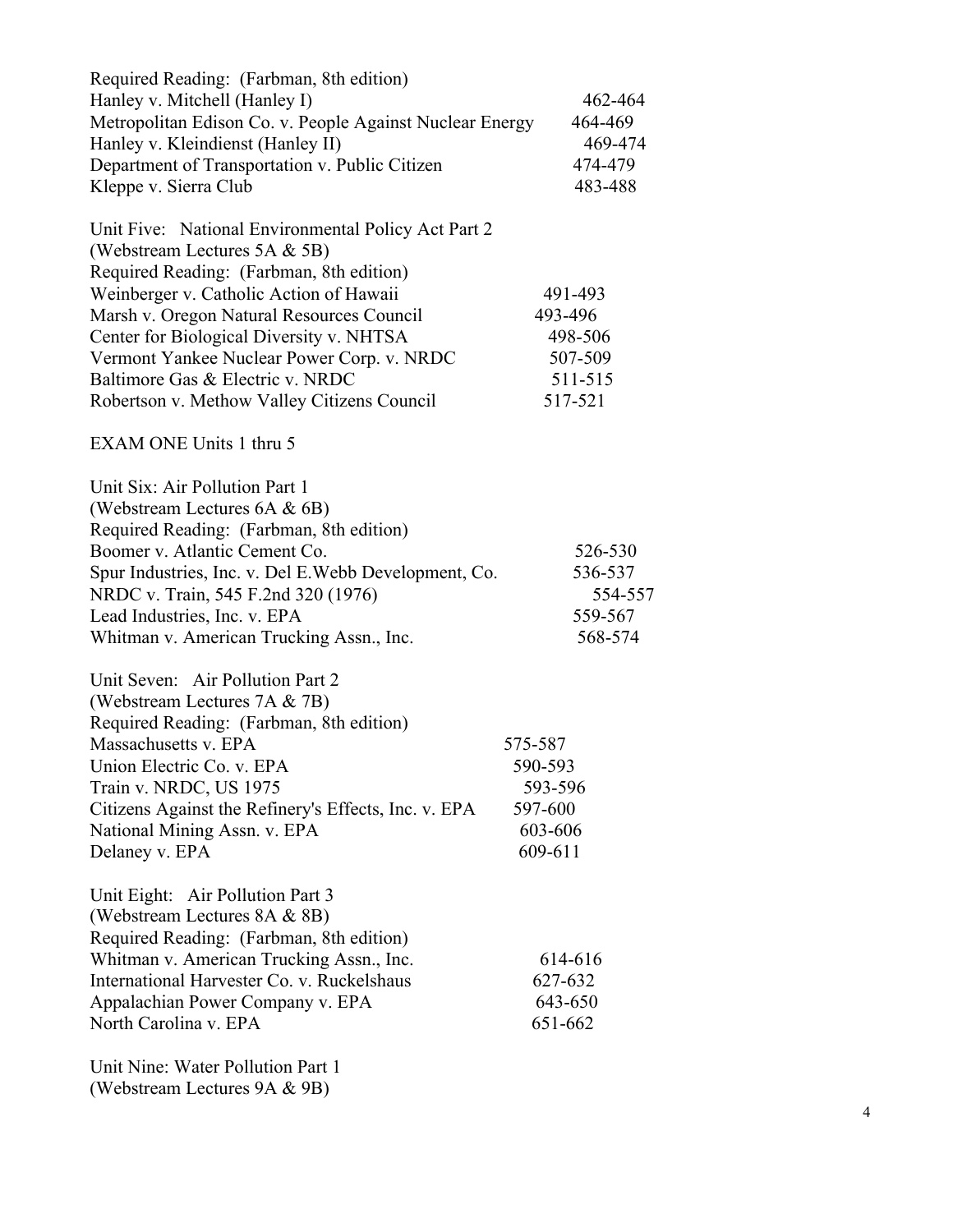Required Reading: (Farbman, 8th edition)

| | |
|---|---|
| Hanley v. Mitchell (Hanley I) | 462-464 |
| Metropolitan Edison Co. v. People Against Nuclear Energy | 464-469 |
| Hanley v. Kleindienst (Hanley II) | 469-474 |
| Department of Transportation v. Public Citizen | 474-479 |
| Kleppe v. Sierra Club | 483-488 |

Unit Five: National Environmental Policy Act Part 2
(Webstream Lectures 5A & 5B)
Required Reading: (Farbman, 8th edition)

| | |
|---|---|
| Weinberger v. Catholic Action of Hawaii | 491-493 |
| Marsh v. Oregon Natural Resources Council | 493-496 |
| Center for Biological Diversity v. NHTSA | 498-506 |
| Vermont Yankee Nuclear Power Corp. v. NRDC | 507-509 |
| Baltimore Gas & Electric v. NRDC | 511-515 |
| Robertson v. Methow Valley Citizens Council | 517-521 |

EXAM ONE Units 1 thru 5

Unit Six: Air Pollution Part 1
(Webstream Lectures 6A & 6B)
Required Reading: (Farbman, 8th edition)

| | |
|---|---|
| Boomer v. Atlantic Cement Co. | 526-530 |
| Spur Industries, Inc. v. Del E.Webb Development, Co. | 536-537 |
| NRDC v. Train, 545 F.2nd 320 (1976) | 554-557 |
| Lead Industries, Inc. v. EPA | 559-567 |
| Whitman v. American Trucking Assn., Inc. | 568-574 |

Unit Seven: Air Pollution Part 2
(Webstream Lectures 7A & 7B)
Required Reading: (Farbman, 8th edition)

| | |
|---|---|
| Massachusetts v. EPA | 575-587 |
| Union Electric Co. v. EPA | 590-593 |
| Train v. NRDC, US 1975 | 593-596 |
| Citizens Against the Refinery's Effects, Inc. v. EPA | 597-600 |
| National Mining Assn. v. EPA | 603-606 |
| Delaney v. EPA | 609-611 |

Unit Eight: Air Pollution Part 3
(Webstream Lectures 8A & 8B)
Required Reading: (Farbman, 8th edition)

| | |
|---|---|
| Whitman v. American Trucking Assn., Inc. | 614-616 |
| International Harvester Co. v. Ruckelshaus | 627-632 |
| Appalachian Power Company v. EPA | 643-650 |
| North Carolina v. EPA | 651-662 |

Unit Nine: Water Pollution Part 1
(Webstream Lectures 9A & 9B)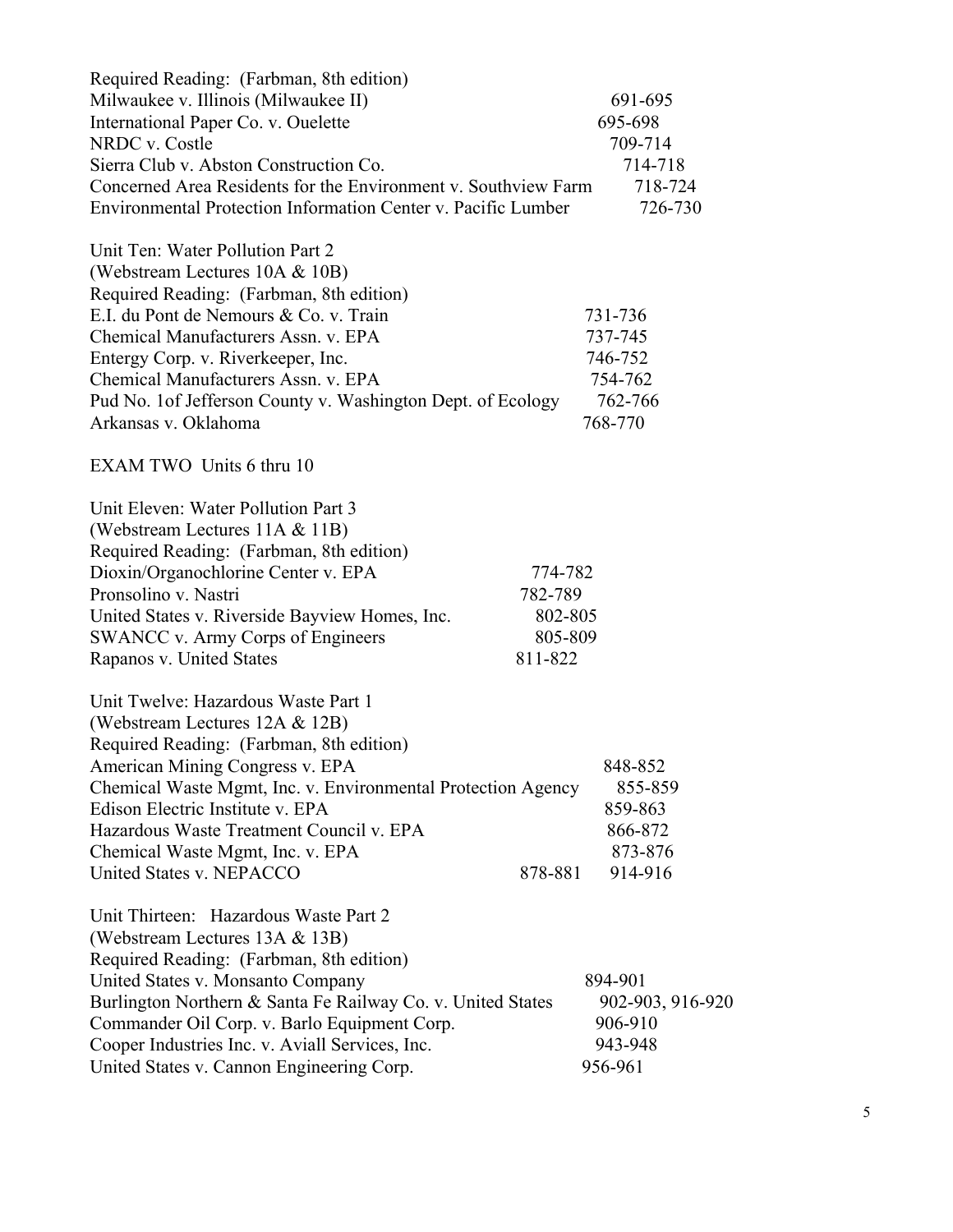Required Reading: (Farbman, 8th edition)

| Case | Pages |
| --- | --- |
| Milwaukee v. Illinois (Milwaukee II) | 691-695 |
| International Paper Co. v. Ouelette | 695-698 |
| NRDC v. Costle | 709-714 |
| Sierra Club v. Abston Construction Co. | 714-718 |
| Concerned Area Residents for the Environment v. Southview Farm | 718-724 |
| Environmental Protection Information Center v. Pacific Lumber | 726-730 |

Unit Ten: Water Pollution Part 2
(Webstream Lectures 10A & 10B)
Required Reading: (Farbman, 8th edition)

| Case | Pages |
| --- | --- |
| E.I. du Pont de Nemours & Co. v. Train | 731-736 |
| Chemical Manufacturers Assn. v. EPA | 737-745 |
| Entergy Corp. v. Riverkeeper, Inc. | 746-752 |
| Chemical Manufacturers Assn. v. EPA | 754-762 |
| Pud No. 1of Jefferson County v. Washington Dept. of Ecology | 762-766 |
| Arkansas v. Oklahoma | 768-770 |

EXAM TWO Units 6 thru 10

Unit Eleven: Water Pollution Part 3
(Webstream Lectures 11A & 11B)
Required Reading: (Farbman, 8th edition)

| Case | Pages |
| --- | --- |
| Dioxin/Organochlorine Center v. EPA | 774-782 |
| Pronsolino v. Nastri | 782-789 |
| United States v. Riverside Bayview Homes, Inc. | 802-805 |
| SWANCC v. Army Corps of Engineers | 805-809 |
| Rapanos v. United States | 811-822 |

Unit Twelve: Hazardous Waste Part 1
(Webstream Lectures 12A & 12B)
Required Reading: (Farbman, 8th edition)

| Case | Pages |
| --- | --- |
| American Mining Congress v. EPA | 848-852 |
| Chemical Waste Mgmt, Inc. v. Environmental Protection Agency | 855-859 |
| Edison Electric Institute v. EPA | 859-863 |
| Hazardous Waste Treatment Council v. EPA | 866-872 |
| Chemical Waste Mgmt, Inc. v. EPA | 873-876 |
| United States v. NEPACCO | 878-881 914-916 |

Unit Thirteen: Hazardous Waste Part 2
(Webstream Lectures 13A & 13B)
Required Reading: (Farbman, 8th edition)

| Case | Pages |
| --- | --- |
| United States v. Monsanto Company | 894-901 |
| Burlington Northern & Santa Fe Railway Co. v. United States | 902-903, 916-920 |
| Commander Oil Corp. v. Barlo Equipment Corp. | 906-910 |
| Cooper Industries Inc. v. Aviall Services, Inc. | 943-948 |
| United States v. Cannon Engineering Corp. | 956-961 |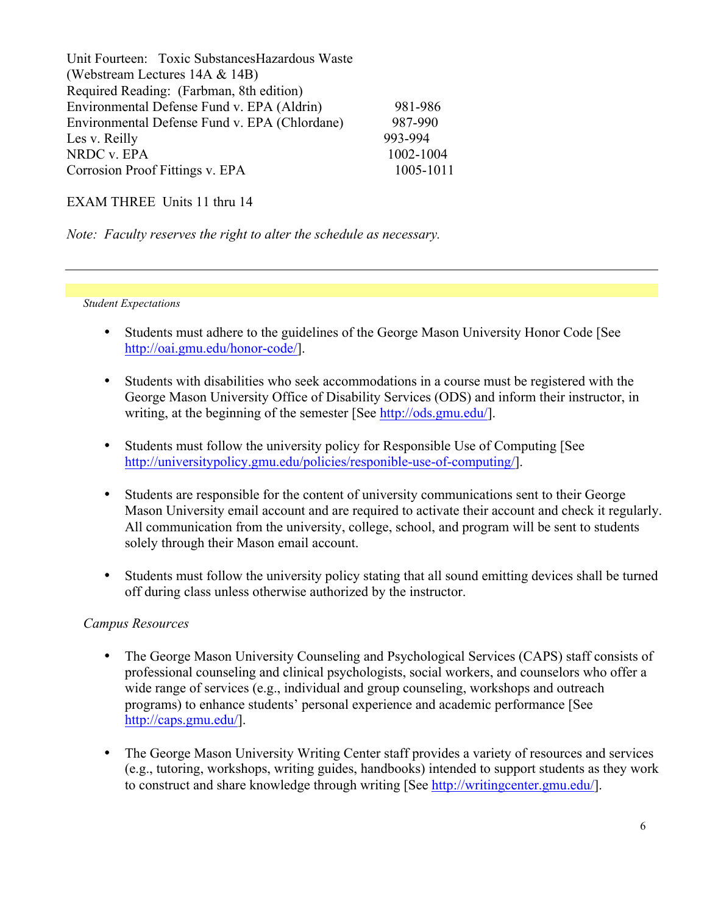Unit Fourteen: Toxic SubstancesHazardous Waste
(Webstream Lectures 14A & 14B)
Required Reading: (Farbman, 8th edition)

| | |
|---|---|
| Environmental Defense Fund v. EPA (Aldrin) | 981-986 |
| Environmental Defense Fund v. EPA (Chlordane) | 987-990 |
| Les v. Reilly | 993-994 |
| NRDC v. EPA | 1002-1004 |
| Corrosion Proof Fittings v. EPA | 1005-1011 |

EXAM THREE Units 11 thru 14

*Note: Faculty reserves the right to alter the schedule as necessary.*

---

*Student Expectations*

- Students must adhere to the guidelines of the George Mason University Honor Code [See http://oai.gmu.edu/honor-code/].
- Students with disabilities who seek accommodations in a course must be registered with the George Mason University Office of Disability Services (ODS) and inform their instructor, in writing, at the beginning of the semester [See http://ods.gmu.edu/].
- Students must follow the university policy for Responsible Use of Computing [See http://universitypolicy.gmu.edu/policies/responible-use-of-computing/].
- Students are responsible for the content of university communications sent to their George Mason University email account and are required to activate their account and check it regularly. All communication from the university, college, school, and program will be sent to students solely through their Mason email account.
- Students must follow the university policy stating that all sound emitting devices shall be turned off during class unless otherwise authorized by the instructor.

*Campus Resources*

- The George Mason University Counseling and Psychological Services (CAPS) staff consists of professional counseling and clinical psychologists, social workers, and counselors who offer a wide range of services (e.g., individual and group counseling, workshops and outreach programs) to enhance students' personal experience and academic performance [See http://caps.gmu.edu/].
- The George Mason University Writing Center staff provides a variety of resources and services (e.g., tutoring, workshops, writing guides, handbooks) intended to support students as they work to construct and share knowledge through writing [See http://writingcenter.gmu.edu/].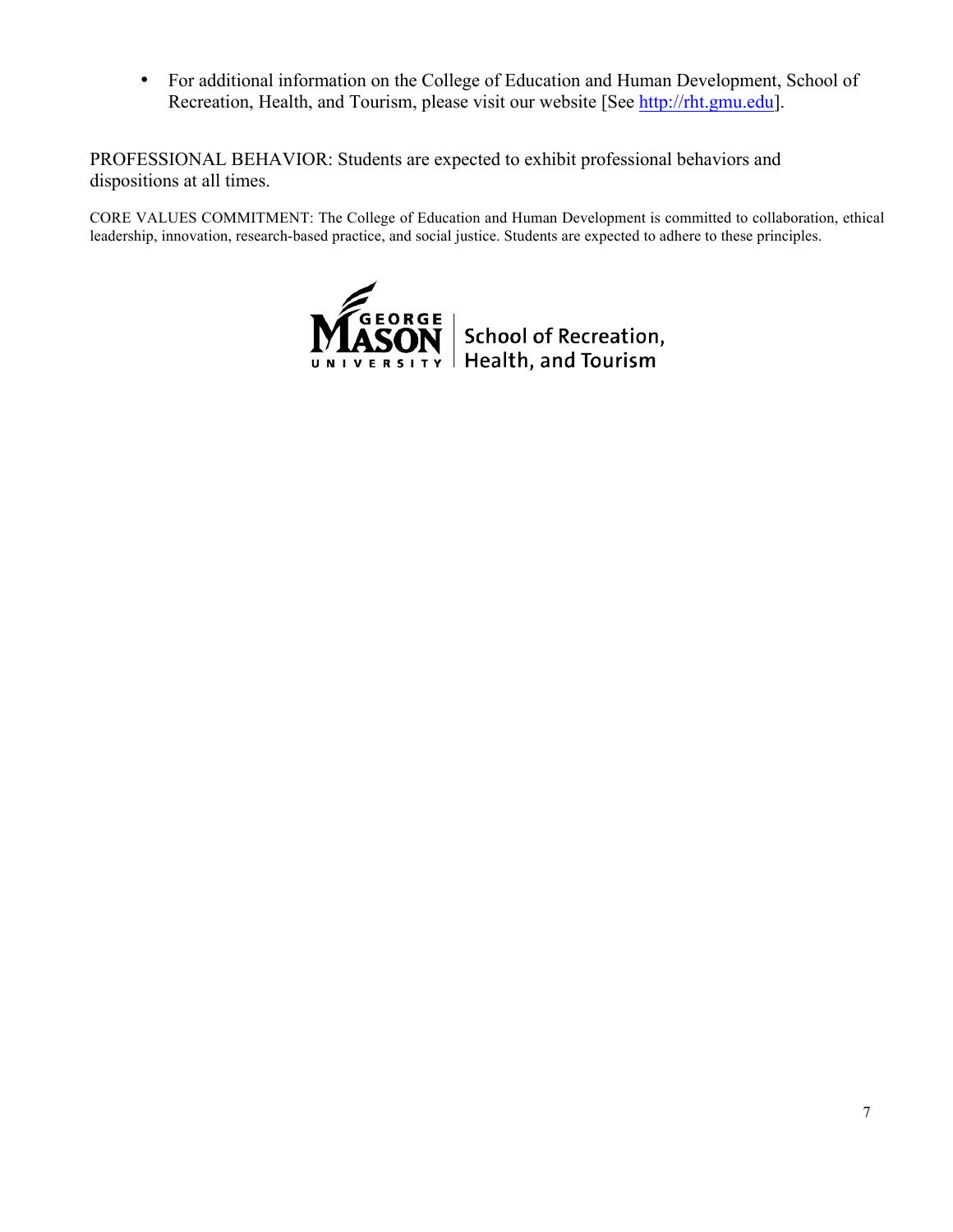- For additional information on the College of Education and Human Development, School of Recreation, Health, and Tourism, please visit our website [See http://rht.gmu.edu].

PROFESSIONAL BEHAVIOR: Students are expected to exhibit professional behaviors and dispositions at all times.

CORE VALUES COMMITMENT: The College of Education and Human Development is committed to collaboration, ethical leadership, innovation, research-based practice, and social justice. Students are expected to adhere to these principles.

GEORGE MASON UNIVERSITY | School of Recreation, Health, and Tourism